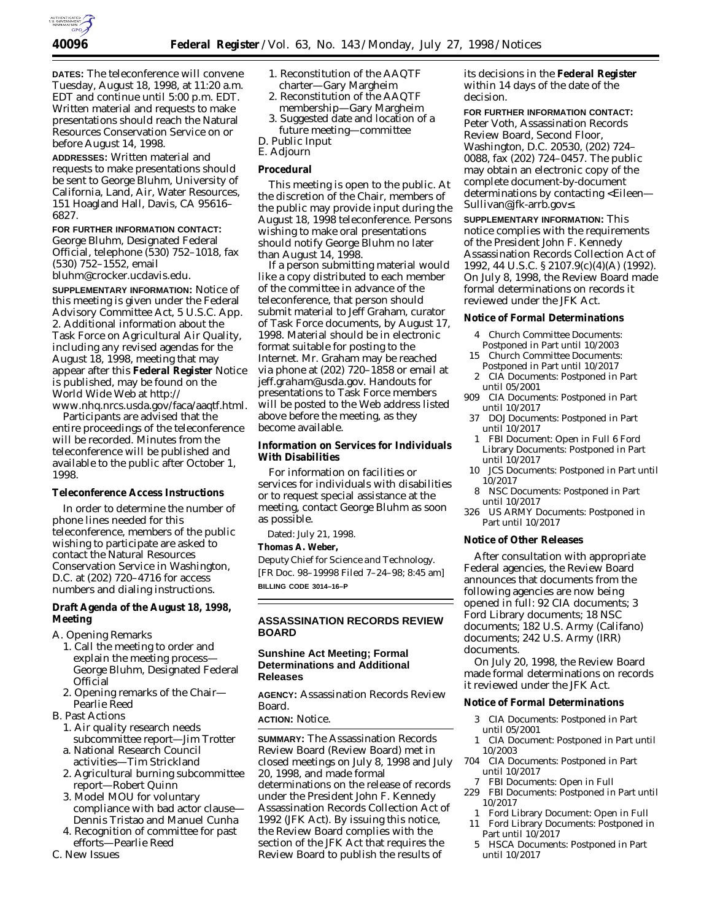**DATES:** The teleconference will convene Tuesday, August 18, 1998, at 11:20 a.m. EDT and continue until 5:00 p.m. EDT. Written material and requests to make presentations should reach the Natural Resources Conservation Service on or before August 14, 1998.

**ADDRESSES:** Written material and requests to make presentations should be sent to George Bluhm, University of California, Land, Air, Water Resources, 151 Hoagland Hall, Davis, CA 95616–6827.

**FOR FURTHER INFORMATION CONTACT:** George Bluhm, Designated Federal Official, telephone (530) 752–1018, fax (530) 752–1552, email bluhm@crocker.ucdavis.edu.

**SUPPLEMENTARY INFORMATION:** Notice of this meeting is given under the Federal Advisory Committee Act, 5 U.S.C. App. 2. Additional information about the Task Force on Agricultural Air Quality, including any revised agendas for the August 18, 1998, meeting that may appear after this **Federal Register** Notice is published, may be found on the World Wide Web at http://www.nhq.nrcs.usda.gov/faca/aaqtf.html.

Participants are advised that the entire proceedings of the teleconference will be recorded. Minutes from the teleconference will be published and available to the public after October 1, 1998.

### Teleconference Access Instructions

In order to determine the number of phone lines needed for this teleconference, members of the public wishing to participate are asked to contact the Natural Resources Conservation Service in Washington, D.C. at (202) 720–4716 for access numbers and dialing instructions.

### Draft Agenda of the August 18, 1998, Meeting

A. Opening Remarks
  1. Call the meeting to order and explain the meeting process—George Bluhm, Designated Federal Official
  2. Opening remarks of the Chair—Pearlie Reed
B. Past Actions
  1. Air quality research needs subcommittee report—Jim Trotter
     a. National Research Council activities—Tim Strickland
  2. Agricultural burning subcommittee report—Robert Quinn
  3. Model MOU for voluntary compliance with bad actor clause—Dennis Tristao and Manuel Cunha
  4. Recognition of committee for past efforts—Pearlie Reed
C. New Issues
  1. Reconstitution of the AAQTF charter—Gary Margheim
  2. Reconstitution of the AAQTF membership—Gary Margheim
  3. Suggested date and location of a future meeting—committee
D. Public Input
E. Adjourn

### Procedural

This meeting is open to the public. At the discretion of the Chair, members of the public may provide input during the August 18, 1998 teleconference. Persons wishing to make oral presentations should notify George Bluhm no later than August 14, 1998.

If a person submitting material would like a copy distributed to each member of the committee in advance of the teleconference, that person should submit material to Jeff Graham, curator of Task Force documents, by August 17, 1998. Material should be in electronic format suitable for posting to the Internet. Mr. Graham may be reached via phone at (202) 720–1858 or email at jeff.graham@usda.gov. Handouts for presentations to Task Force members will be posted to the Web address listed above before the meeting, as they become available.

### Information on Services for Individuals With Disabilities

For information on facilities or services for individuals with disabilities or to request special assistance at the meeting, contact George Bluhm as soon as possible.

Dated: July 21, 1998.

**Thomas A. Weber,**

*Deputy Chief for Science and Technology.*

[FR Doc. 98–19998 Filed 7–24–98; 8:45 am]

**BILLING CODE 3014–16–P**

## ASSASSINATION RECORDS REVIEW BOARD

### Sunshine Act Meeting; Formal Determinations and Additional Releases

**AGENCY:** Assassination Records Review Board.

**ACTION:** Notice.

**SUMMARY:** The Assassination Records Review Board (Review Board) met in closed meetings on July 8, 1998 and July 20, 1998, and made formal determinations on the release of records under the President John F. Kennedy Assassination Records Collection Act of 1992 (JFK Act). By issuing this notice, the Review Board complies with the section of the JFK Act that requires the Review Board to publish the results of its decisions in the **Federal Register** within 14 days of the date of the decision.

**FOR FURTHER INFORMATION CONTACT:** Peter Voth, Assassination Records Review Board, Second Floor, Washington, D.C. 20530, (202) 724–0088, fax (202) 724–0457. The public may obtain an electronic copy of the complete document-by-document determinations by contacting <Eileen—Sullivan@jfk-arrb.gov≤.

**SUPPLEMENTARY INFORMATION:** This notice complies with the requirements of the President John F. Kennedy Assassination Records Collection Act of 1992, 44 U.S.C. § 2107.9(c)(4)(A) (1992). On July 8, 1998, the Review Board made formal determinations on records it reviewed under the JFK Act.

### Notice of Formal Determinations

- 4 Church Committee Documents: Postponed in Part until 10/2003
- 15 Church Committee Documents: Postponed in Part until 10/2017
- 2 CIA Documents: Postponed in Part until 05/2001
- 909 CIA Documents: Postponed in Part until 10/2017
- 37 DOJ Documents: Postponed in Part until 10/2017
- 1 FBI Document: Open in Full 6 Ford Library Documents: Postponed in Part until 10/2017
- 10 JCS Documents: Postponed in Part until 10/2017
- 8 NSC Documents: Postponed in Part until 10/2017
- 326 US ARMY Documents: Postponed in Part until 10/2017

### Notice of Other Releases

After consultation with appropriate Federal agencies, the Review Board announces that documents from the following agencies are now being opened in full: 92 CIA documents; 3 Ford Library documents; 18 NSC documents; 182 U.S. Army (Califano) documents; 242 U.S. Army (IRR) documents.

On July 20, 1998, the Review Board made formal determinations on records it reviewed under the JFK Act.

### Notice of Formal Determinations

- 3 CIA Documents: Postponed in Part until 05/2001
- 1 CIA Document: Postponed in Part until 10/2003
- 704 CIA Documents: Postponed in Part until 10/2017
- 7 FBI Documents: Open in Full
- 229 FBI Documents: Postponed in Part until 10/2017
- 1 Ford Library Document: Open in Full
- 11 Ford Library Documents: Postponed in Part until 10/2017
- 5 HSCA Documents: Postponed in Part until 10/2017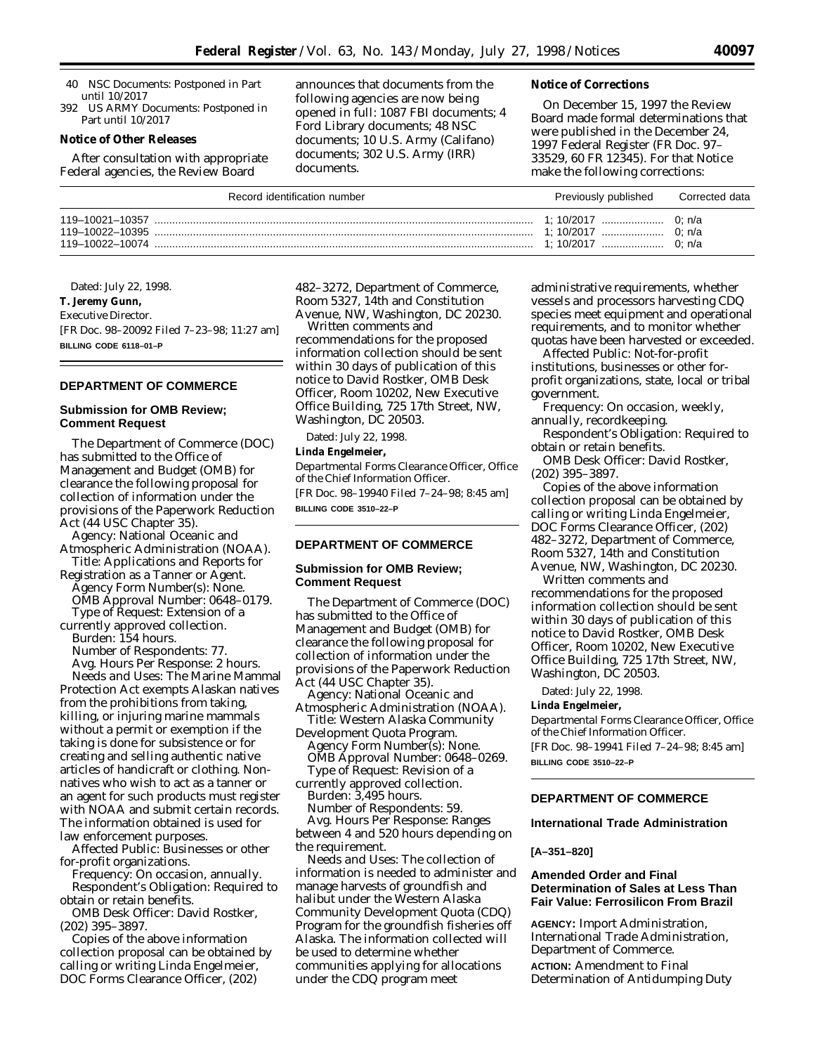40 NSC Documents: Postponed in Part until 10/2017

392 US ARMY Documents: Postponed in Part until 10/2017

**Notice of Other Releases**

After consultation with appropriate Federal agencies, the Review Board announces that documents from the following agencies are now being opened in full: 1087 FBI documents; 4 Ford Library documents; 48 NSC documents; 10 U.S. Army (Califano) documents; 302 U.S. Army (IRR) documents.

**Notice of Corrections**

On December 15, 1997 the Review Board made formal determinations that were published in the December 24, 1997 Federal Register (FR Doc. 97–33529, 60 FR 12345). For that Notice make the following corrections:

| Record identification number | Previously published | Corrected data |
|---|---|---|
| 119–10021–10357 | 1; 10/2017 | 0; n/a |
| 119–10022–10395 | 1; 10/2017 | 0; n/a |
| 119–10022–10074 | 1; 10/2017 | 0; n/a |

Dated: July 22, 1998.

**T. Jeremy Gunn,**

*Executive Director.*

[FR Doc. 98–20092 Filed 7–23–98; 11:27 am]

**BILLING CODE 6118–01–P**

---

## DEPARTMENT OF COMMERCE

### Submission for OMB Review; Comment Request

The Department of Commerce (DOC) has submitted to the Office of Management and Budget (OMB) for clearance the following proposal for collection of information under the provisions of the Paperwork Reduction Act (44 USC Chapter 35).

*Agency:* National Oceanic and Atmospheric Administration (NOAA).

*Title:* Applications and Reports for Registration as a Tanner or Agent.

*Agency Form Number(s):* None.

*OMB Approval Number:* 0648–0179.

*Type of Request:* Extension of a currently approved collection.

*Burden:* 154 hours.

*Number of Respondents:* 77.

*Avg. Hours Per Response:* 2 hours.

*Needs and Uses:* The Marine Mammal Protection Act exempts Alaskan natives from the prohibitions from taking, killing, or injuring marine mammals without a permit or exemption if the taking is done for subsistence or for creating and selling authentic native articles of handicraft or clothing. Non-natives who wish to act as a tanner or an agent for such products must register with NOAA and submit certain records. The information obtained is used for law enforcement purposes.

*Affected Public:* Businesses or other for-profit organizations.

*Frequency:* On occasion, annually.

*Respondent's Obligation:* Required to obtain or retain benefits.

*OMB Desk Officer:* David Rostker, (202) 395–3897.

Copies of the above information collection proposal can be obtained by calling or writing Linda Engelmeier, DOC Forms Clearance Officer, (202) 482–3272, Department of Commerce, Room 5327, 14th and Constitution Avenue, NW, Washington, DC 20230.

Written comments and recommendations for the proposed information collection should be sent within 30 days of publication of this notice to David Rostker, OMB Desk Officer, Room 10202, New Executive Office Building, 725 17th Street, NW, Washington, DC 20503.

Dated: July 22, 1998.

**Linda Engelmeier,**

*Departmental Forms Clearance Officer, Office of the Chief Information Officer.*

[FR Doc. 98–19940 Filed 7–24–98; 8:45 am]

**BILLING CODE 3510–22–P**

---

## DEPARTMENT OF COMMERCE

### Submission for OMB Review; Comment Request

The Department of Commerce (DOC) has submitted to the Office of Management and Budget (OMB) for clearance the following proposal for collection of information under the provisions of the Paperwork Reduction Act (44 USC Chapter 35).

*Agency:* National Oceanic and Atmospheric Administration (NOAA).

*Title:* Western Alaska Community Development Quota Program.

*Agency Form Number(s):* None.

*OMB Approval Number:* 0648–0269.

*Type of Request:* Revision of a currently approved collection.

*Burden:* 3,495 hours.

*Number of Respondents:* 59.

*Avg. Hours Per Response:* Ranges between 4 and 520 hours depending on the requirement.

*Needs and Uses:* The collection of information is needed to administer and manage harvests of groundfish and halibut under the Western Alaska Community Development Quota (CDQ) Program for the groundfish fisheries off Alaska. The information collected will be used to determine whether communities applying for allocations under the CDQ program meet administrative requirements, whether vessels and processors harvesting CDQ species meet equipment and operational requirements, and to monitor whether quotas have been harvested or exceeded.

*Affected Public:* Not-for-profit institutions, businesses or other for-profit organizations, state, local or tribal government.

*Frequency:* On occasion, weekly, annually, recordkeeping.

*Respondent's Obligation:* Required to obtain or retain benefits.

*OMB Desk Officer:* David Rostker, (202) 395–3897.

Copies of the above information collection proposal can be obtained by calling or writing Linda Engelmeier, DOC Forms Clearance Officer, (202) 482–3272, Department of Commerce, Room 5327, 14th and Constitution Avenue, NW, Washington, DC 20230.

Written comments and recommendations for the proposed information collection should be sent within 30 days of publication of this notice to David Rostker, OMB Desk Officer, Room 10202, New Executive Office Building, 725 17th Street, NW, Washington, DC 20503.

Dated: July 22, 1998.

**Linda Engelmeier,**

*Departmental Forms Clearance Officer, Office of the Chief Information Officer.*

[FR Doc. 98–19941 Filed 7–24–98; 8:45 am]

**BILLING CODE 3510–22–P**

---

## DEPARTMENT OF COMMERCE

### International Trade Administration

**[A–351–820]**

### Amended Order and Final Determination of Sales at Less Than Fair Value: Ferrosilicon From Brazil

**AGENCY:** Import Administration, International Trade Administration, Department of Commerce.

**ACTION:** Amendment to Final Determination of Antidumping Duty